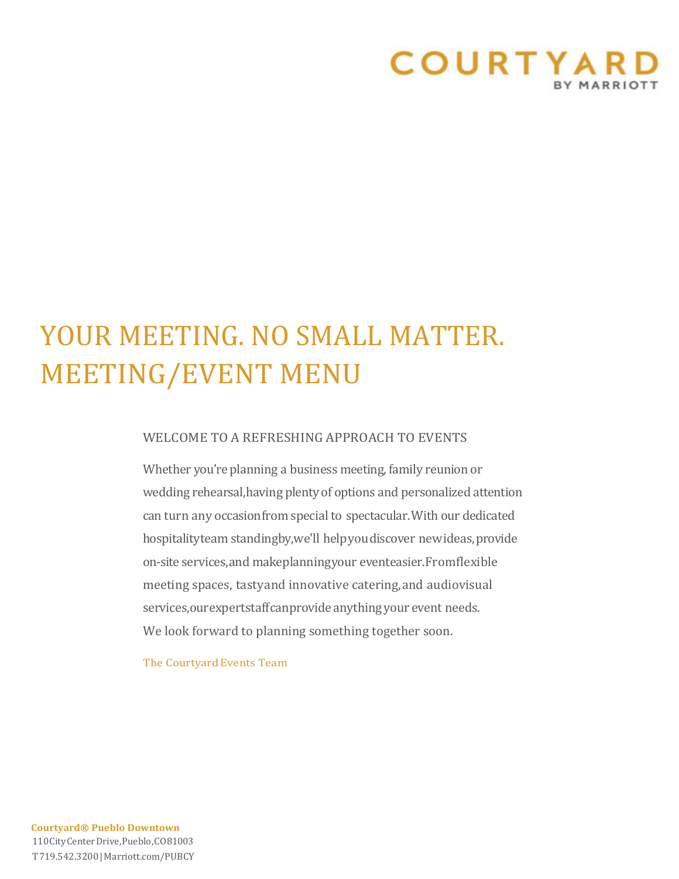COURTYARD
BY MARRIOTT

# YOUR MEETING. NO SMALL MATTER.
# MEETING/EVENT MENU

## WELCOME TO A REFRESHING APPROACH TO EVENTS

Whether you're planning a business meeting, family reunion or wedding rehearsal, having plenty of options and personalized attention can turn any occasion from special to spectacular. With our dedicated hospitality team standing by, we'll help you discover new ideas, provide on-site services, and make planning your event easier. From flexible meeting spaces, tasty and innovative catering, and audiovisual services, our expert staff can provide anything your event needs. We look forward to planning something together soon.

The Courtyard Events Team

**Courtyard® Pueblo Downtown**
110 City Center Drive, Pueblo, CO 81003
T 719.542.3200 | Marriott.com/PUBCY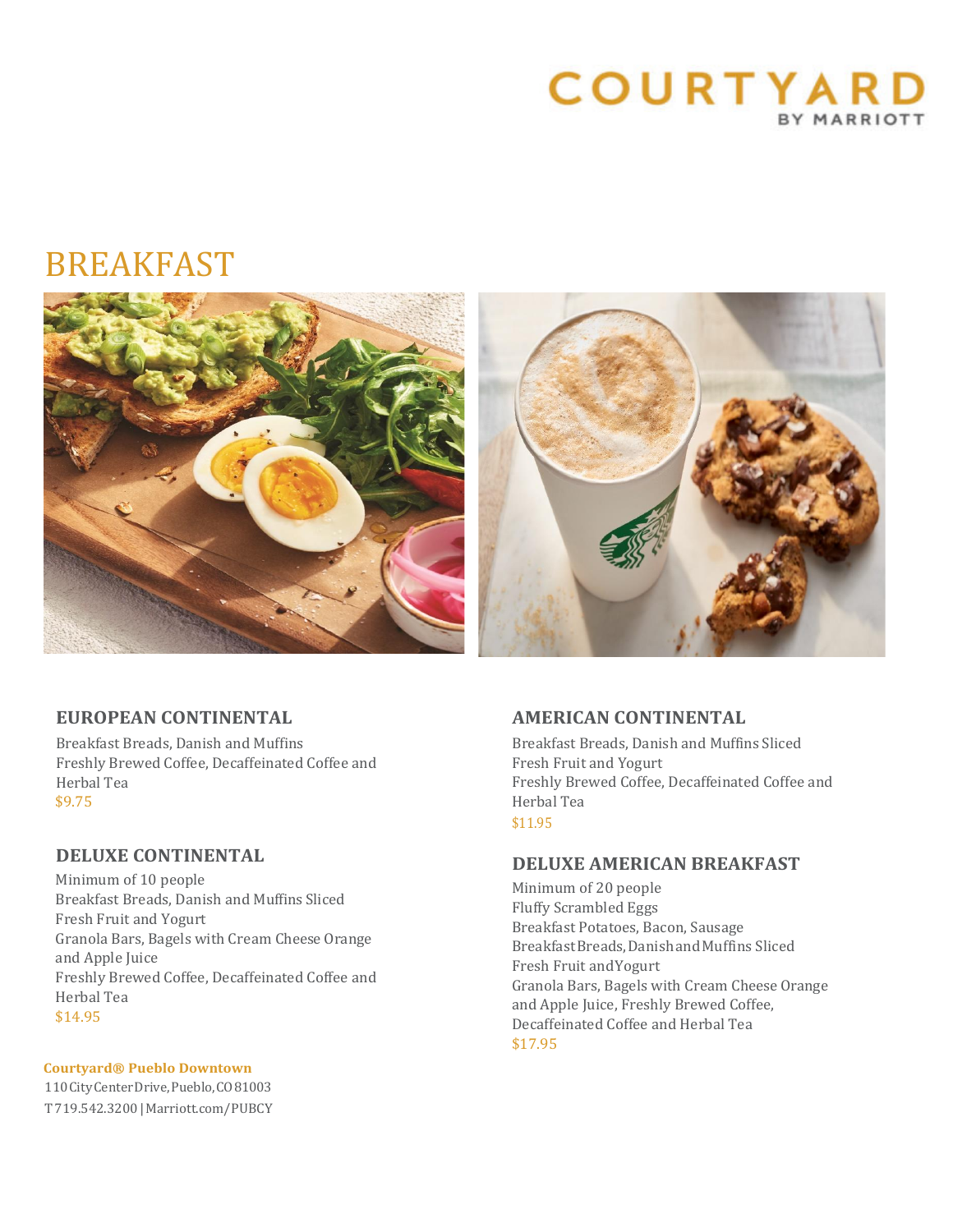# COURTYARD
BY MARRIOTT

## BREAKFAST

### EUROPEAN CONTINENTAL

Breakfast Breads, Danish and Muffins
Freshly Brewed Coffee, Decaffeinated Coffee and Herbal Tea
$9.75

### DELUXE CONTINENTAL

Minimum of 10 people
Breakfast Breads, Danish and Muffins Sliced Fresh Fruit and Yogurt
Granola Bars, Bagels with Cream Cheese Orange and Apple Juice
Freshly Brewed Coffee, Decaffeinated Coffee and Herbal Tea
$14.95

### AMERICAN CONTINENTAL

Breakfast Breads, Danish and Muffins Sliced Fresh Fruit and Yogurt
Freshly Brewed Coffee, Decaffeinated Coffee and Herbal Tea
$11.95

### DELUXE AMERICAN BREAKFAST

Minimum of 20 people
Fluffy Scrambled Eggs
Breakfast Potatoes, Bacon, Sausage
Breakfast Breads, Danish and Muffins Sliced Fresh Fruit and Yogurt
Granola Bars, Bagels with Cream Cheese Orange and Apple Juice, Freshly Brewed Coffee, Decaffeinated Coffee and Herbal Tea
$17.95

**Courtyard® Pueblo Downtown**
110 City Center Drive, Pueblo, CO 81003
T 719.542.3200 | Marriott.com/PUBCY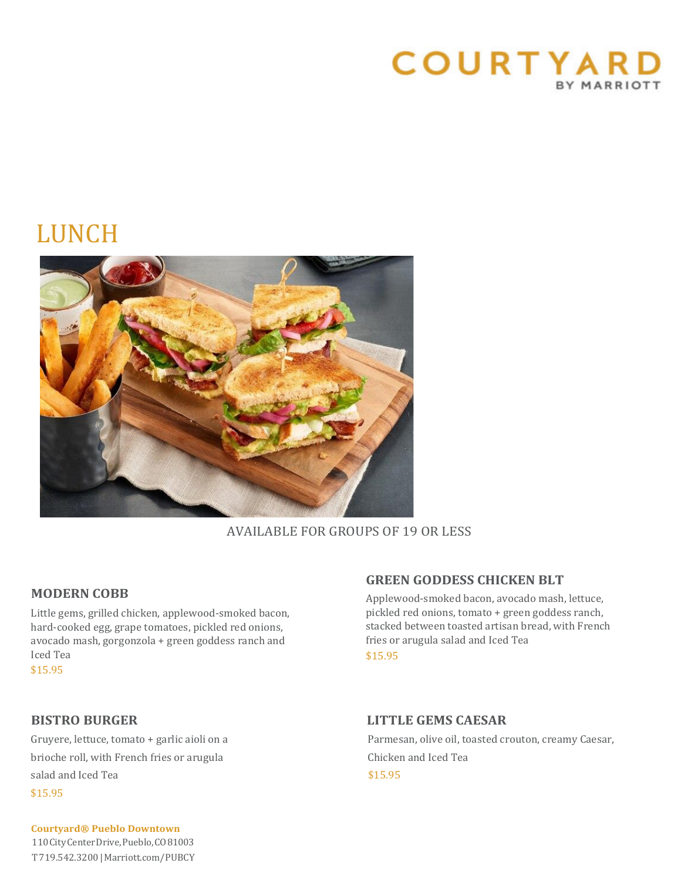# LUNCH

AVAILABLE FOR GROUPS OF 19 OR LESS

### MODERN COBB

Little gems, grilled chicken, applewood-smoked bacon, hard-cooked egg, grape tomatoes, pickled red onions, avocado mash, gorgonzola + green goddess ranch and Iced Tea

$15.95

### GREEN GODDESS CHICKEN BLT

Applewood-smoked bacon, avocado mash, lettuce, pickled red onions, tomato + green goddess ranch, stacked between toasted artisan bread, with French fries or arugula salad and Iced Tea

$15.95

### BISTRO BURGER

Gruyere, lettuce, tomato + garlic aioli on a brioche roll, with French fries or arugula salad and Iced Tea

$15.95

### LITTLE GEMS CAESAR

Parmesan, olive oil, toasted crouton, creamy Caesar, Chicken and Iced Tea

$15.95

**Courtyard® Pueblo Downtown**
110 City Center Drive, Pueblo, CO 81003
T 719.542.3200 | Marriott.com/PUBCY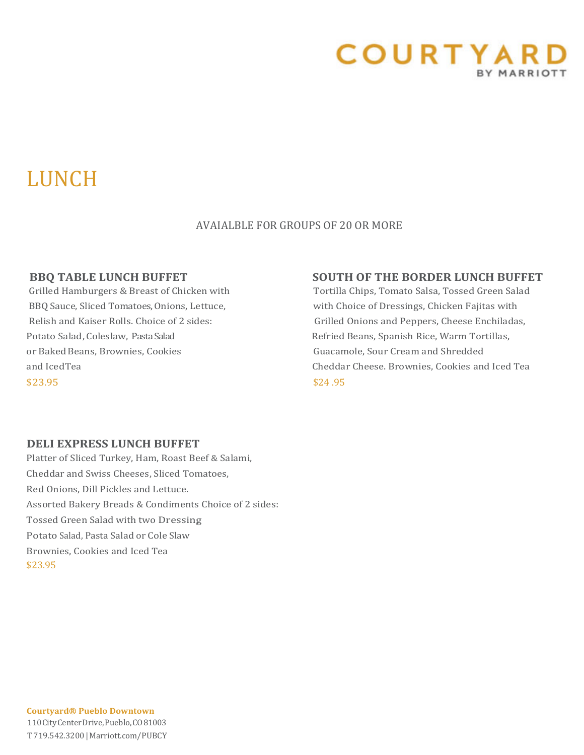# LUNCH

AVAIALBLE FOR GROUPS OF 20 OR MORE

## BBQ TABLE LUNCH BUFFET

Grilled Hamburgers & Breast of Chicken with BBQ Sauce, Sliced Tomatoes, Onions, Lettuce, Relish and Kaiser Rolls. Choice of 2 sides: Potato Salad, Coleslaw, Pasta Salad or Baked Beans, Brownies, Cookies and IcedTea

$23.95

## SOUTH OF THE BORDER LUNCH BUFFET

Tortilla Chips, Tomato Salsa, Tossed Green Salad with Choice of Dressings, Chicken Fajitas with Grilled Onions and Peppers, Cheese Enchiladas, Refried Beans, Spanish Rice, Warm Tortillas, Guacamole, Sour Cream and Shredded Cheddar Cheese. Brownies, Cookies and Iced Tea

$24 .95

## DELI EXPRESS LUNCH BUFFET

Platter of Sliced Turkey, Ham, Roast Beef & Salami, Cheddar and Swiss Cheeses, Sliced Tomatoes, Red Onions, Dill Pickles and Lettuce.
Assorted Bakery Breads & Condiments Choice of 2 sides:
Tossed Green Salad with two Dressing
Potato Salad, Pasta Salad or Cole Slaw
Brownies, Cookies and Iced Tea

$23.95

**Courtyard® Pueblo Downtown**
110 City Center Drive, Pueblo, CO 81003
T 719.542.3200 | Marriott.com/PUBCY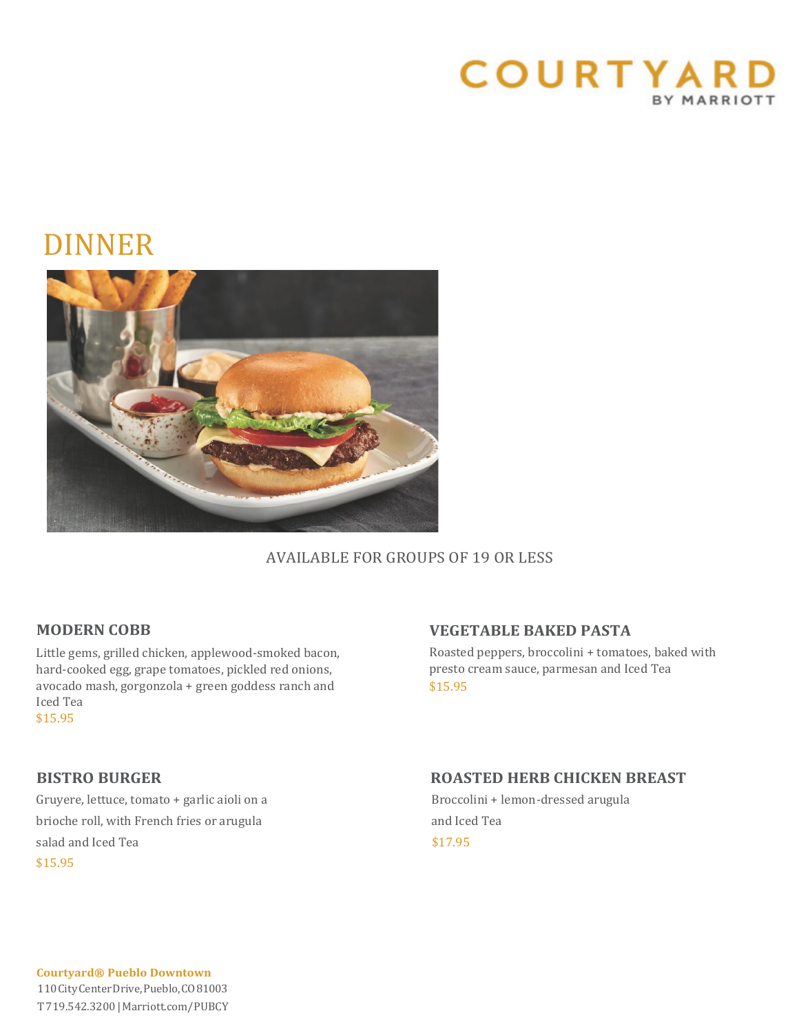COURTYARD
BY MARRIOTT

# DINNER

AVAILABLE FOR GROUPS OF 19 OR LESS

### MODERN COBB

Little gems, grilled chicken, applewood-smoked bacon, hard-cooked egg, grape tomatoes, pickled red onions, avocado mash, gorgonzola + green goddess ranch and Iced Tea

$15.95

### VEGETABLE BAKED PASTA

Roasted peppers, broccolini + tomatoes, baked with presto cream sauce, parmesan and Iced Tea

$15.95

### BISTRO BURGER

Gruyere, lettuce, tomato + garlic aioli on a brioche roll, with French fries or arugula salad and Iced Tea

$15.95

### ROASTED HERB CHICKEN BREAST

Broccolini + lemon-dressed arugula and Iced Tea

$17.95

**Courtyard® Pueblo Downtown**
110 City Center Drive, Pueblo, CO 81003
T 719.542.3200 | Marriott.com/PUBCY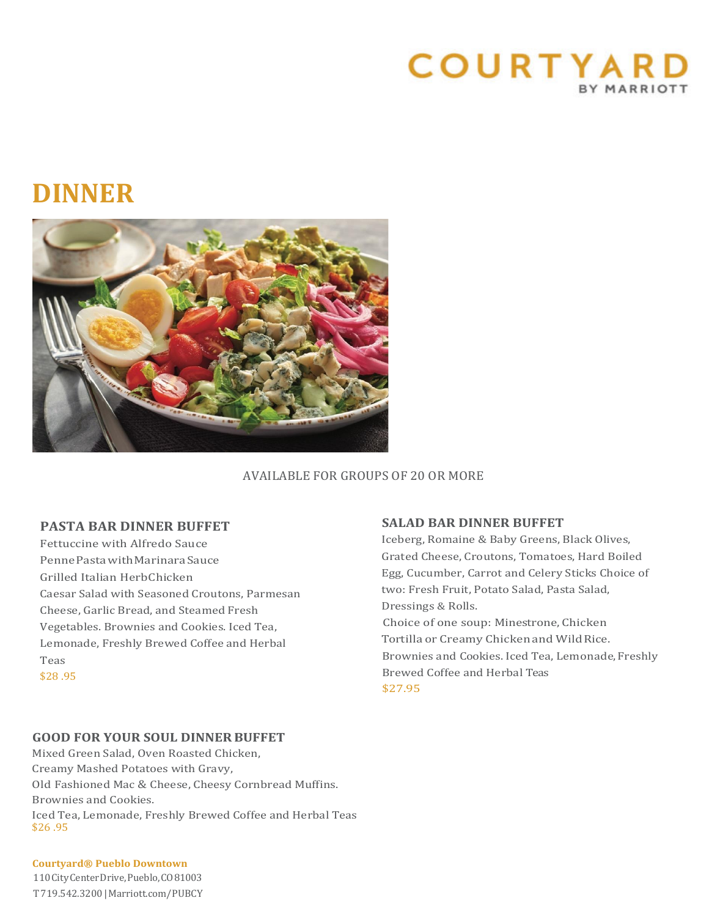# DINNER

AVAILABLE FOR GROUPS OF 20 OR MORE

### PASTA BAR DINNER BUFFET

Fettuccine with Alfredo Sauce
Penne Pasta with Marinara Sauce
Grilled Italian Herb Chicken
Caesar Salad with Seasoned Croutons, Parmesan Cheese, Garlic Bread, and Steamed Fresh Vegetables. Brownies and Cookies. Iced Tea, Lemonade, Freshly Brewed Coffee and Herbal Teas
$28 .95

### SALAD BAR DINNER BUFFET

Iceberg, Romaine & Baby Greens, Black Olives, Grated Cheese, Croutons, Tomatoes, Hard Boiled Egg, Cucumber, Carrot and Celery Sticks Choice of two: Fresh Fruit, Potato Salad, Pasta Salad, Dressings & Rolls.
Choice of one soup: Minestrone, Chicken Tortilla or Creamy Chicken and Wild Rice.
Brownies and Cookies. Iced Tea, Lemonade, Freshly Brewed Coffee and Herbal Teas
$27.95

### GOOD FOR YOUR SOUL DINNER BUFFET

Mixed Green Salad, Oven Roasted Chicken,
Creamy Mashed Potatoes with Gravy,
Old Fashioned Mac & Cheese, Cheesy Cornbread Muffins.
Brownies and Cookies.
Iced Tea, Lemonade, Freshly Brewed Coffee and Herbal Teas
$26 .95

**Courtyard® Pueblo Downtown**
110 City Center Drive, Pueblo, CO 81003
T 719.542.3200 | Marriott.com/PUBCY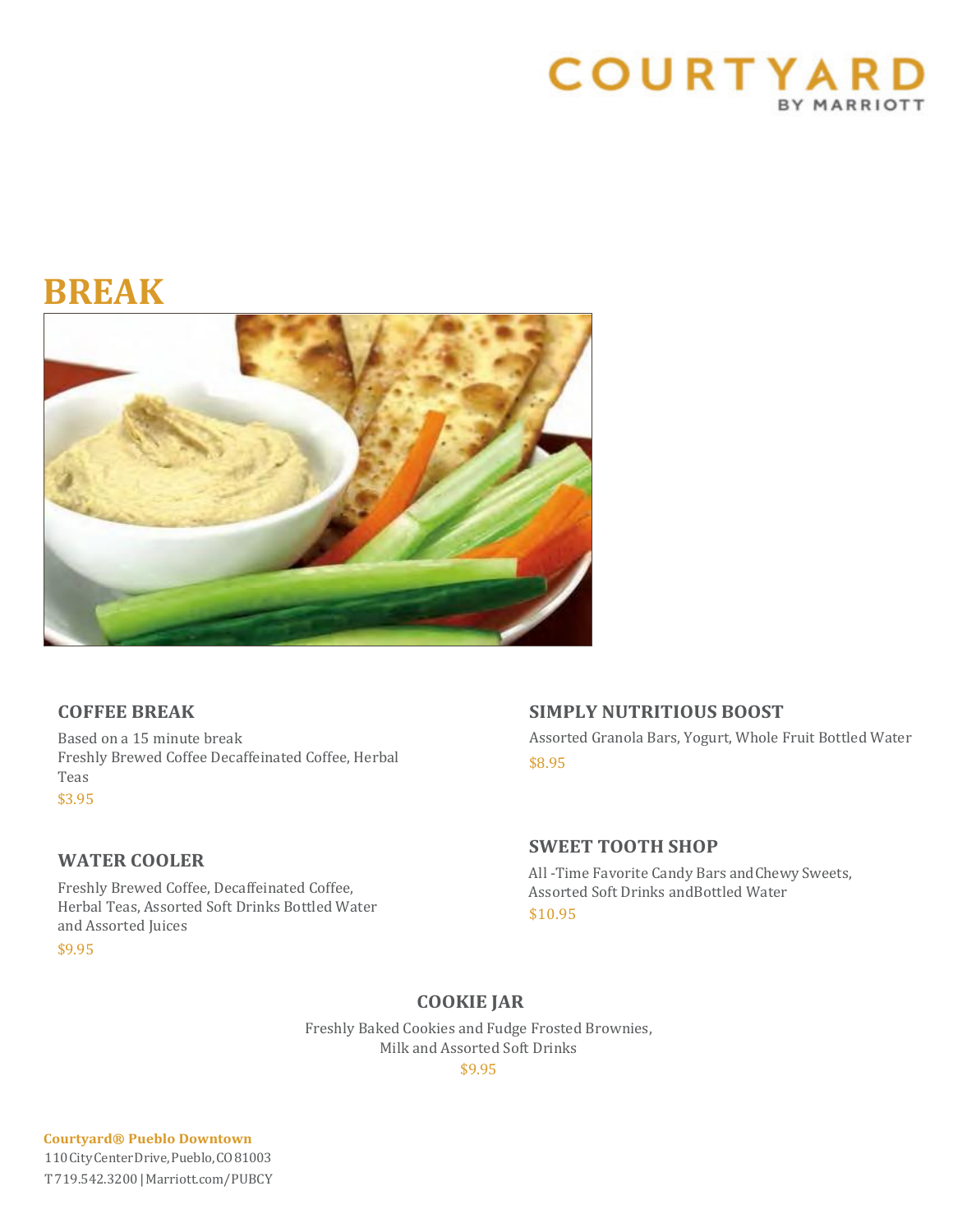COURTYARD
BY MARRIOTT

# BREAK

## COFFEE BREAK

Based on a 15 minute break
Freshly Brewed Coffee Decaffeinated Coffee, Herbal Teas

$3.95

## WATER COOLER

Freshly Brewed Coffee, Decaffeinated Coffee, Herbal Teas, Assorted Soft Drinks Bottled Water and Assorted Juices

$9.95

## SIMPLY NUTRITIOUS BOOST

Assorted Granola Bars, Yogurt, Whole Fruit Bottled Water

$8.95

## SWEET TOOTH SHOP

All -Time Favorite Candy Bars and Chewy Sweets, Assorted Soft Drinks and Bottled Water

$10.95

## COOKIE JAR

Freshly Baked Cookies and Fudge Frosted Brownies, Milk and Assorted Soft Drinks

$9.95

**Courtyard® Pueblo Downtown**
110 City Center Drive, Pueblo, CO 81003
T 719.542.3200 | Marriott.com/PUBCY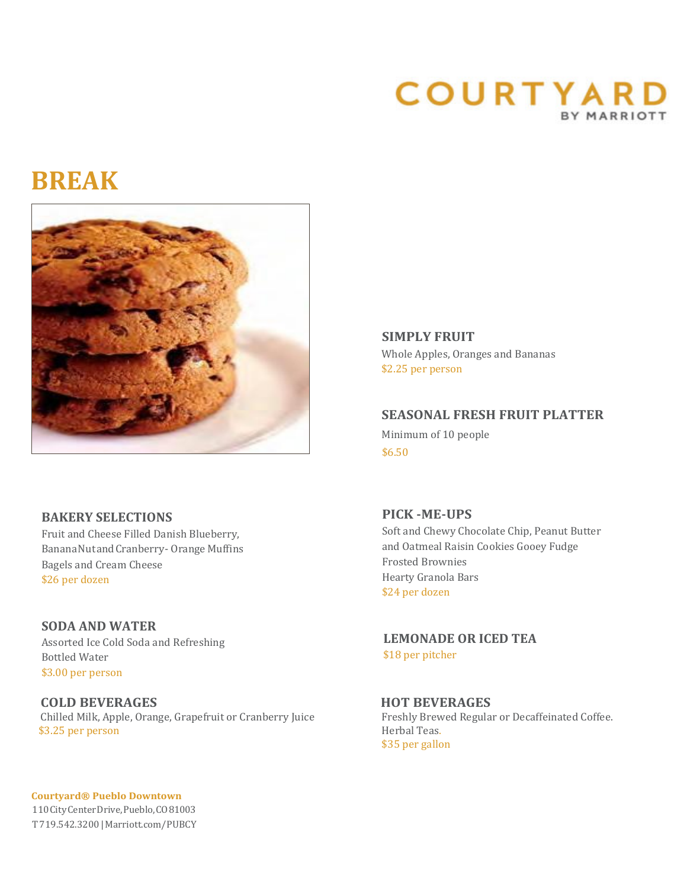# BREAK

### SIMPLY FRUIT

Whole Apples, Oranges and Bananas

$2.25 per person

### SEASONAL FRESH FRUIT PLATTER

Minimum of 10 people

$6.50

### BAKERY SELECTIONS

Fruit and Cheese Filled Danish Blueberry, Banana Nut and Cranberry- Orange Muffins

Bagels and Cream Cheese

$26 per dozen

### PICK -ME-UPS

Soft and Chewy Chocolate Chip, Peanut Butter and Oatmeal Raisin Cookies Gooey Fudge Frosted Brownies

Hearty Granola Bars

$24 per dozen

### SODA AND WATER

Assorted Ice Cold Soda and Refreshing Bottled Water

$3.00 per person

### LEMONADE OR ICED TEA

$18 per pitcher

### COLD BEVERAGES

Chilled Milk, Apple, Orange, Grapefruit or Cranberry Juice

$3.25 per person

### HOT BEVERAGES

Freshly Brewed Regular or Decaffeinated Coffee.

Herbal Teas.

$35 per gallon

**Courtyard® Pueblo Downtown**

110 City Center Drive, Pueblo, CO 81003

T 719.542.3200 | Marriott.com/PUBCY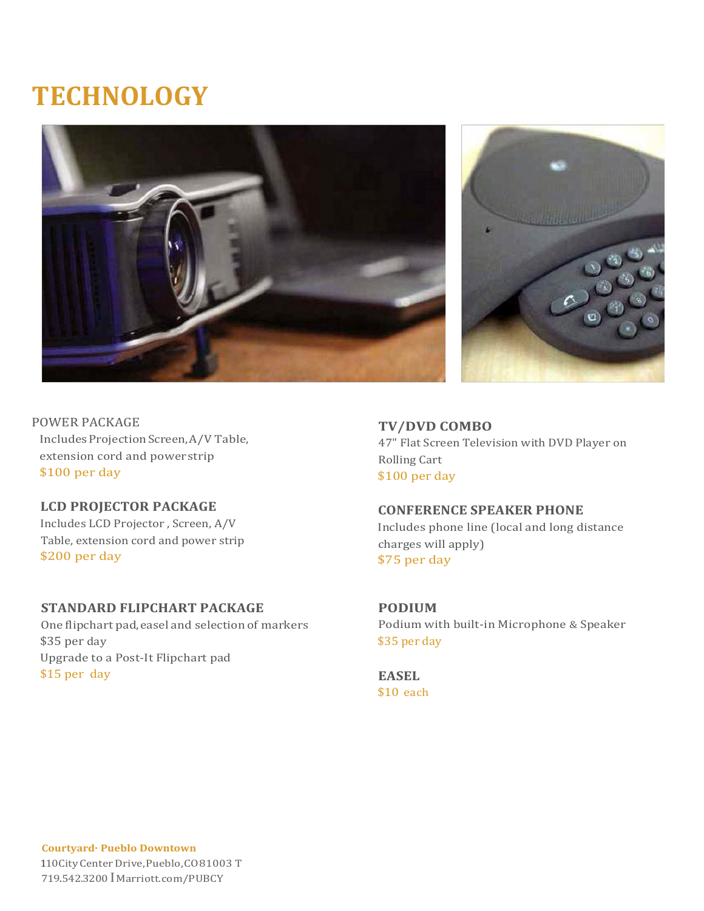# TECHNOLOGY

### POWER PACKAGE

Includes Projection Screen, A/V Table, extension cord and power strip

$100 per day

### LCD PROJECTOR PACKAGE

Includes LCD Projector , Screen, A/V Table, extension cord and power strip

$200 per day

### STANDARD FLIPCHART PACKAGE

One flipchart pad, easel and selection of markers

$35 per day

Upgrade to a Post-It Flipchart pad

$15 per day

### TV/DVD COMBO

47" Flat Screen Television with DVD Player on Rolling Cart

$100 per day

### CONFERENCE SPEAKER PHONE

Includes phone line (local and long distance charges will apply)

$75 per day

### PODIUM

Podium with built-in Microphone & Speaker

$35 per day

### EASEL

$10 each

**Courtyard· Pueblo Downtown**
110 City Center Drive, Pueblo, CO 81003 T
719.542.3200 I Marriott.com/PUBCY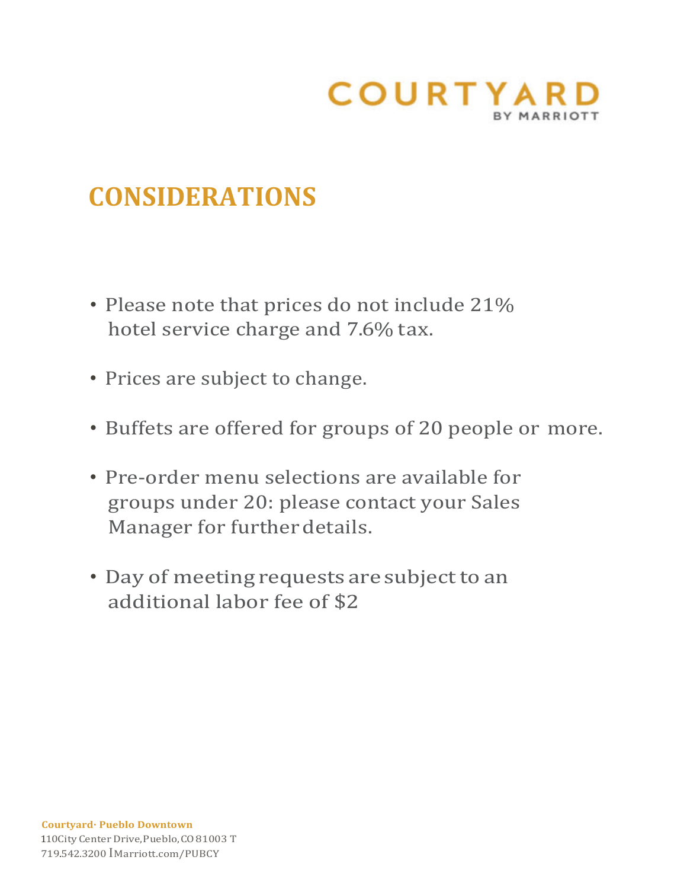COURTYARD
BY MARRIOTT

# CONSIDERATIONS

- Please note that prices do not include 21% hotel service charge and 7.6% tax.
- Prices are subject to change.
- Buffets are offered for groups of 20 people or more.
- Pre-order menu selections are available for groups under 20: please contact your Sales Manager for further details.
- Day of meeting requests are subject to an additional labor fee of $2

**Courtyard· Pueblo Downtown**
110City Center Drive,Pueblo,CO 81003 T
719.542.3200 I Marriott.com/PUBCY